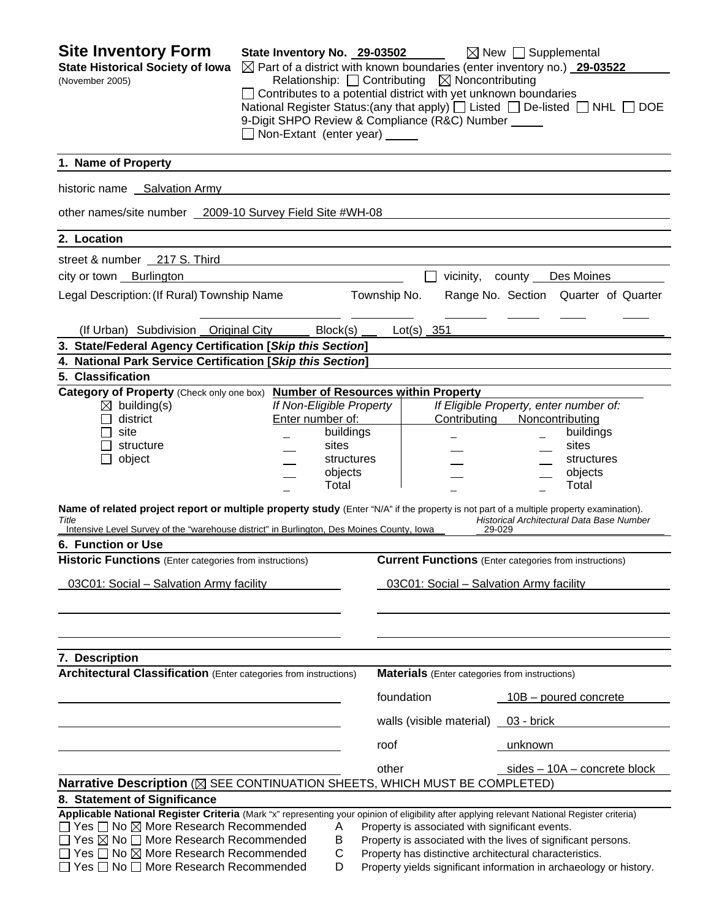# Site Inventory Form

**State Historical Society of Iowa**
(November 2005)

**State Inventory No.** 29-03502 ☒ New ☐ Supplemental
☒ Part of a district with known boundaries (enter inventory no.) **29-03522**
Relationship: ☐ Contributing ☒ Noncontributing
☐ Contributes to a potential district with yet unknown boundaries
National Register Status:(any that apply) ☐ Listed ☐ De-listed ☐ NHL ☐ DOE
9-Digit SHPO Review & Compliance (R&C) Number ____
☐ Non-Extant (enter year) ____

## 1. Name of Property

historic name Salvation Army

other names/site number 2009-10 Survey Field Site #WH-08

## 2. Location

street & number 217 S. Third

city or town Burlington ☐ vicinity, county Des Moines

Legal Description: (If Rural) Township Name ____ Township No. ____ Range No. ____ Section ____ Quarter of Quarter ____

(If Urban) Subdivision Original City Block(s) ____ Lot(s) 351

## 3. State/Federal Agency Certification [*Skip this Section*]

## 4. National Park Service Certification [*Skip this Section*]

## 5. Classification

**Category of Property** (Check only one box)

- ☒ building(s)
- ☐ district
- ☐ site
- ☐ structure
- ☐ object

**Number of Resources within Property**

| If Non-Eligible Property Enter number of: | | If Eligible Property, enter number of: Contributing | Noncontributing | |
|---|---|---|---|---|
| _ | buildings | _ | _ | buildings |
| _ | sites | _ | _ | sites |
| _ | structures | _ | _ | structures |
| _ | objects | _ | _ | objects |
| _ | Total | _ | _ | Total |

**Name of related project report or multiple property study** (Enter "N/A" if the property is not part of a multiple property examination).

*Title*: Intensive Level Survey of the "warehouse district" in Burlington, Des Moines County, Iowa
*Historical Architectural Data Base Number*: 29-029

## 6. Function or Use

| **Historic Functions** (Enter categories from instructions) | **Current Functions** (Enter categories from instructions) |
|---|---|
| 03C01: Social – Salvation Army facility | 03C01: Social – Salvation Army facility |

## 7. Description

**Architectural Classification** (Enter categories from instructions)

**Materials** (Enter categories from instructions)

| | |
|---|---|
| foundation | 10B – poured concrete |
| walls (visible material) | 03 - brick |
| roof | unknown |
| other | sides – 10A – concrete block |

**Narrative Description** (☒ SEE CONTINUATION SHEETS, WHICH MUST BE COMPLETED)

## 8. Statement of Significance

**Applicable National Register Criteria** (Mark "x" representing your opinion of eligibility after applying relevant National Register criteria)

- ☐ Yes ☐ No ☒ More Research Recommended — A — Property is associated with significant events.
- ☐ Yes ☒ No ☐ More Research Recommended — B — Property is associated with the lives of significant persons.
- ☐ Yes ☐ No ☒ More Research Recommended — C — Property has distinctive architectural characteristics.
- ☐ Yes ☐ No ☐ More Research Recommended — D — Property yields significant information in archaeology or history.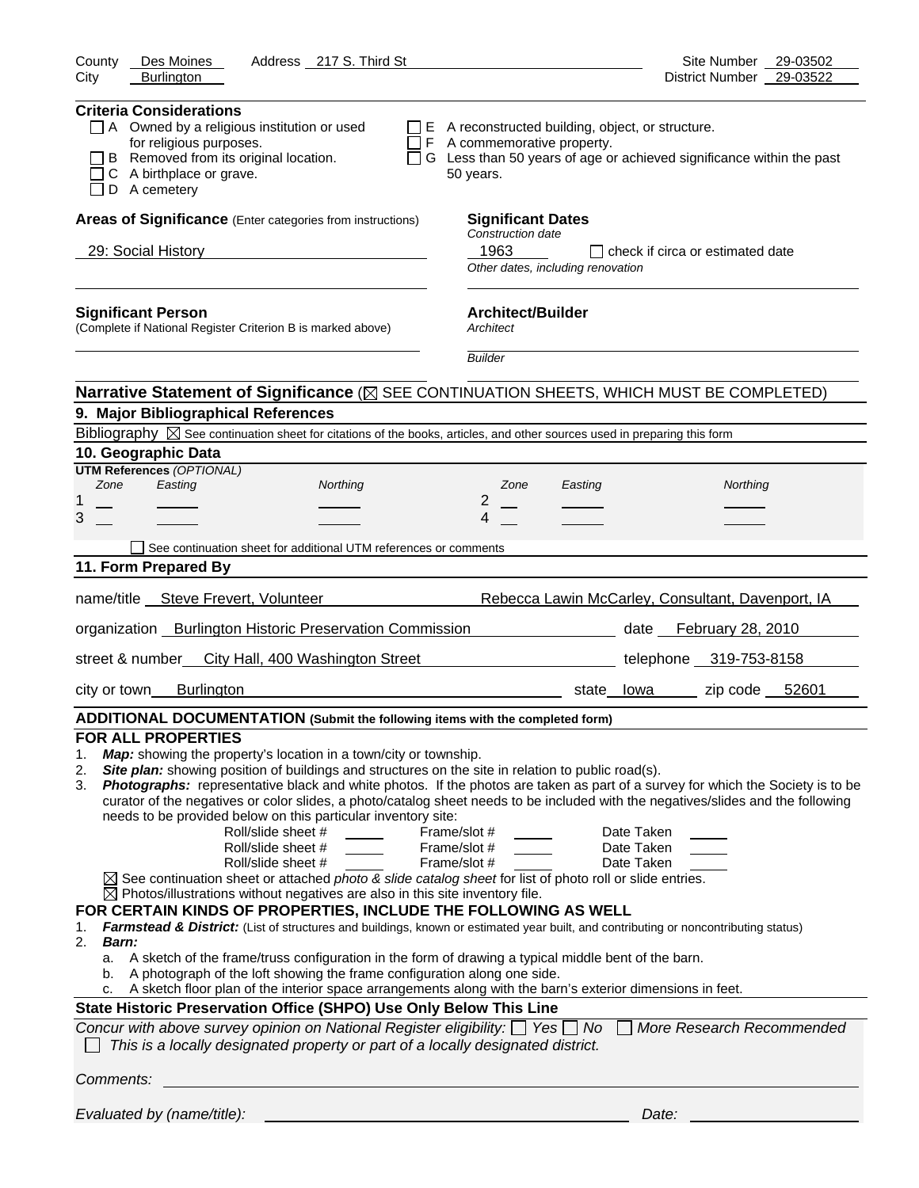County Des Moines Address 217 S. Third St Site Number 29-03502
City Burlington District Number 29-03522

**Criteria Considerations**

- ☐ A Owned by a religious institution or used for religious purposes.
- ☐ B Removed from its original location.
- ☐ C A birthplace or grave.
- ☐ D A cemetery
- ☐ E A reconstructed building, object, or structure.
- ☐ F A commemorative property.
- ☐ G Less than 50 years of age or achieved significance within the past 50 years.

**Areas of Significance** (Enter categories from instructions)

29: Social History

**Significant Dates**
*Construction date*
1963 ☐ check if circa or estimated date
*Other dates, including renovation*

**Significant Person**
(Complete if National Register Criterion B is marked above)

**Architect/Builder**
*Architect*

*Builder*

**Narrative Statement of Significance** (☒ SEE CONTINUATION SHEETS, WHICH MUST BE COMPLETED)

## 9. Major Bibliographical References

Bibliography ☒ See continuation sheet for citations of the books, articles, and other sources used in preparing this form

## 10. Geographic Data

**UTM References** *(OPTIONAL)*

| | Zone | Easting | Northing | | Zone | Easting | Northing |
|---|---|---|---|---|---|---|---|
| 1 | | | | 2 | | | |
| 3 | | | | 4 | | | |

☐ See continuation sheet for additional UTM references or comments

## 11. Form Prepared By

name/title Steve Frevert, Volunteer Rebecca Lawin McCarley, Consultant, Davenport, IA

organization Burlington Historic Preservation Commission date February 28, 2010

street & number City Hall, 400 Washington Street telephone 319-753-8158

city or town Burlington state Iowa zip code 52601

**ADDITIONAL DOCUMENTATION (Submit the following items with the completed form)**

**FOR ALL PROPERTIES**

1. ***Map:*** showing the property's location in a town/city or township.
2. ***Site plan:*** showing position of buildings and structures on the site in relation to public road(s).
3. ***Photographs:*** representative black and white photos. If the photos are taken as part of a survey for which the Society is to be curator of the negatives or color slides, a photo/catalog sheet needs to be included with the negatives/slides and the following needs to be provided below on this particular inventory site:

| Roll/slide sheet # | Frame/slot # | Date Taken |
|---|---|---|
| | | |
| | | |
| | | |

☒ See continuation sheet or attached *photo & slide catalog sheet* for list of photo roll or slide entries.
☒ Photos/illustrations without negatives are also in this site inventory file.

**FOR CERTAIN KINDS OF PROPERTIES, INCLUDE THE FOLLOWING AS WELL**

1. ***Farmstead & District:*** (List of structures and buildings, known or estimated year built, and contributing or noncontributing status)
2. ***Barn:***
   a. A sketch of the frame/truss configuration in the form of drawing a typical middle bent of the barn.
   b. A photograph of the loft showing the frame configuration along one side.
   c. A sketch floor plan of the interior space arrangements along with the barn's exterior dimensions in feet.

**State Historic Preservation Office (SHPO) Use Only Below This Line**

*Concur with above survey opinion on National Register eligibility:* ☐ *Yes* ☐ *No* ☐ *More Research Recommended*
☐ *This is a locally designated property or part of a locally designated district.*

*Comments:*

*Evaluated by (name/title):* *Date:*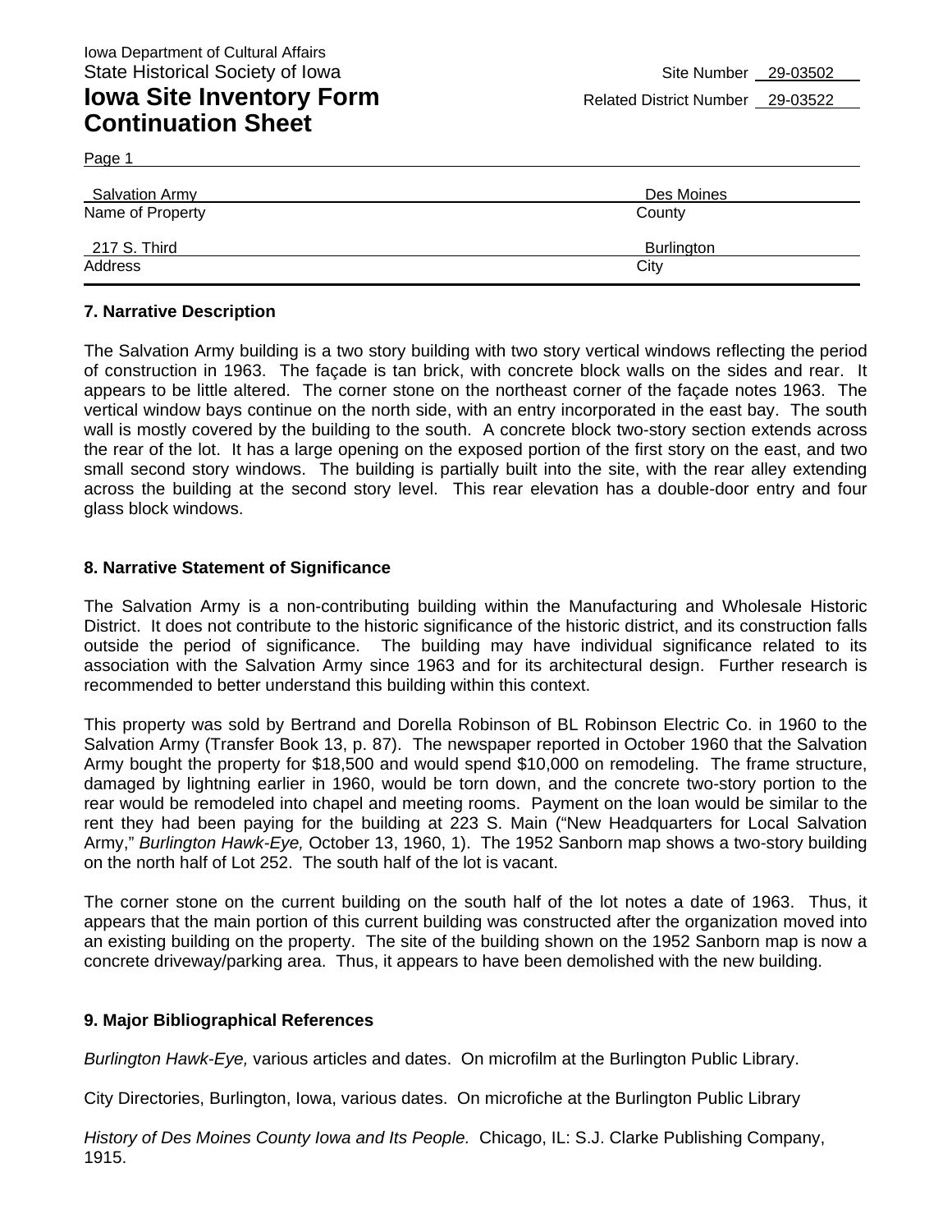Iowa Department of Cultural Affairs
State Historical Society of Iowa

# Iowa Site Inventory Form Continuation Sheet

Site Number 29-03502
Related District Number 29-03522

Page 1

| Salvation Army | Des Moines |
|---|---|
| Name of Property | County |
| 217 S. Third | Burlington |
| Address | City |

## 7. Narrative Description

The Salvation Army building is a two story building with two story vertical windows reflecting the period of construction in 1963. The façade is tan brick, with concrete block walls on the sides and rear. It appears to be little altered. The corner stone on the northeast corner of the façade notes 1963. The vertical window bays continue on the north side, with an entry incorporated in the east bay. The south wall is mostly covered by the building to the south. A concrete block two-story section extends across the rear of the lot. It has a large opening on the exposed portion of the first story on the east, and two small second story windows. The building is partially built into the site, with the rear alley extending across the building at the second story level. This rear elevation has a double-door entry and four glass block windows.

## 8. Narrative Statement of Significance

The Salvation Army is a non-contributing building within the Manufacturing and Wholesale Historic District. It does not contribute to the historic significance of the historic district, and its construction falls outside the period of significance. The building may have individual significance related to its association with the Salvation Army since 1963 and for its architectural design. Further research is recommended to better understand this building within this context.

This property was sold by Bertrand and Dorella Robinson of BL Robinson Electric Co. in 1960 to the Salvation Army (Transfer Book 13, p. 87). The newspaper reported in October 1960 that the Salvation Army bought the property for $18,500 and would spend $10,000 on remodeling. The frame structure, damaged by lightning earlier in 1960, would be torn down, and the concrete two-story portion to the rear would be remodeled into chapel and meeting rooms. Payment on the loan would be similar to the rent they had been paying for the building at 223 S. Main ("New Headquarters for Local Salvation Army," *Burlington Hawk-Eye,* October 13, 1960, 1). The 1952 Sanborn map shows a two-story building on the north half of Lot 252. The south half of the lot is vacant.

The corner stone on the current building on the south half of the lot notes a date of 1963. Thus, it appears that the main portion of this current building was constructed after the organization moved into an existing building on the property. The site of the building shown on the 1952 Sanborn map is now a concrete driveway/parking area. Thus, it appears to have been demolished with the new building.

## 9. Major Bibliographical References

*Burlington Hawk-Eye,* various articles and dates. On microfilm at the Burlington Public Library.

City Directories, Burlington, Iowa, various dates. On microfiche at the Burlington Public Library

*History of Des Moines County Iowa and Its People.* Chicago, IL: S.J. Clarke Publishing Company, 1915.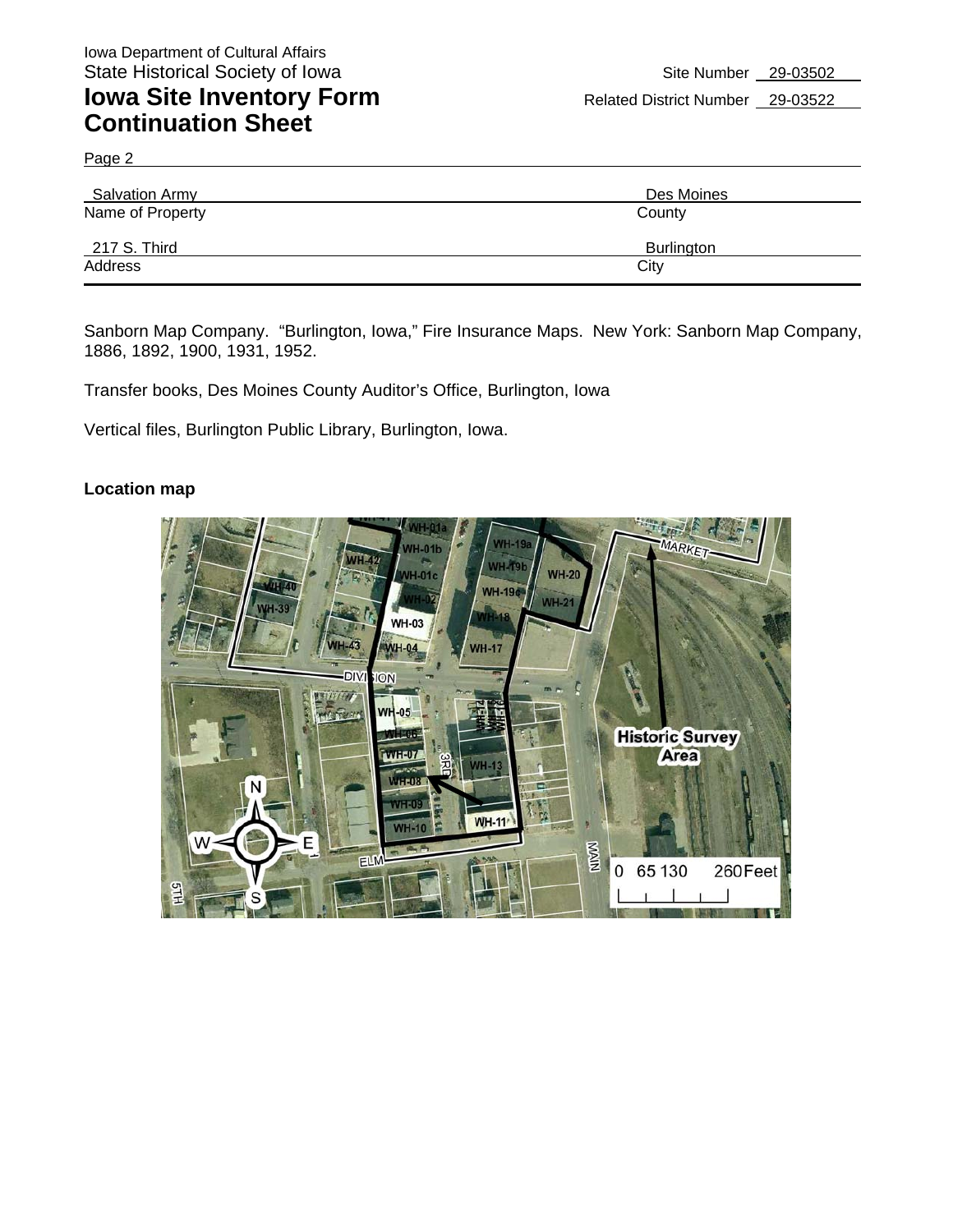Iowa Department of Cultural Affairs
State Historical Society of Iowa

# Iowa Site Inventory Form Continuation Sheet

Site Number 29-03502
Related District Number 29-03522

Page 2

| Salvation Army | Des Moines |
|---|---|
| Name of Property | County |
| 217 S. Third | Burlington |
| Address | City |

Sanborn Map Company. "Burlington, Iowa," Fire Insurance Maps. New York: Sanborn Map Company, 1886, 1892, 1900, 1931, 1952.

Transfer books, Des Moines County Auditor's Office, Burlington, Iowa

Vertical files, Burlington Public Library, Burlington, Iowa.

**Location map**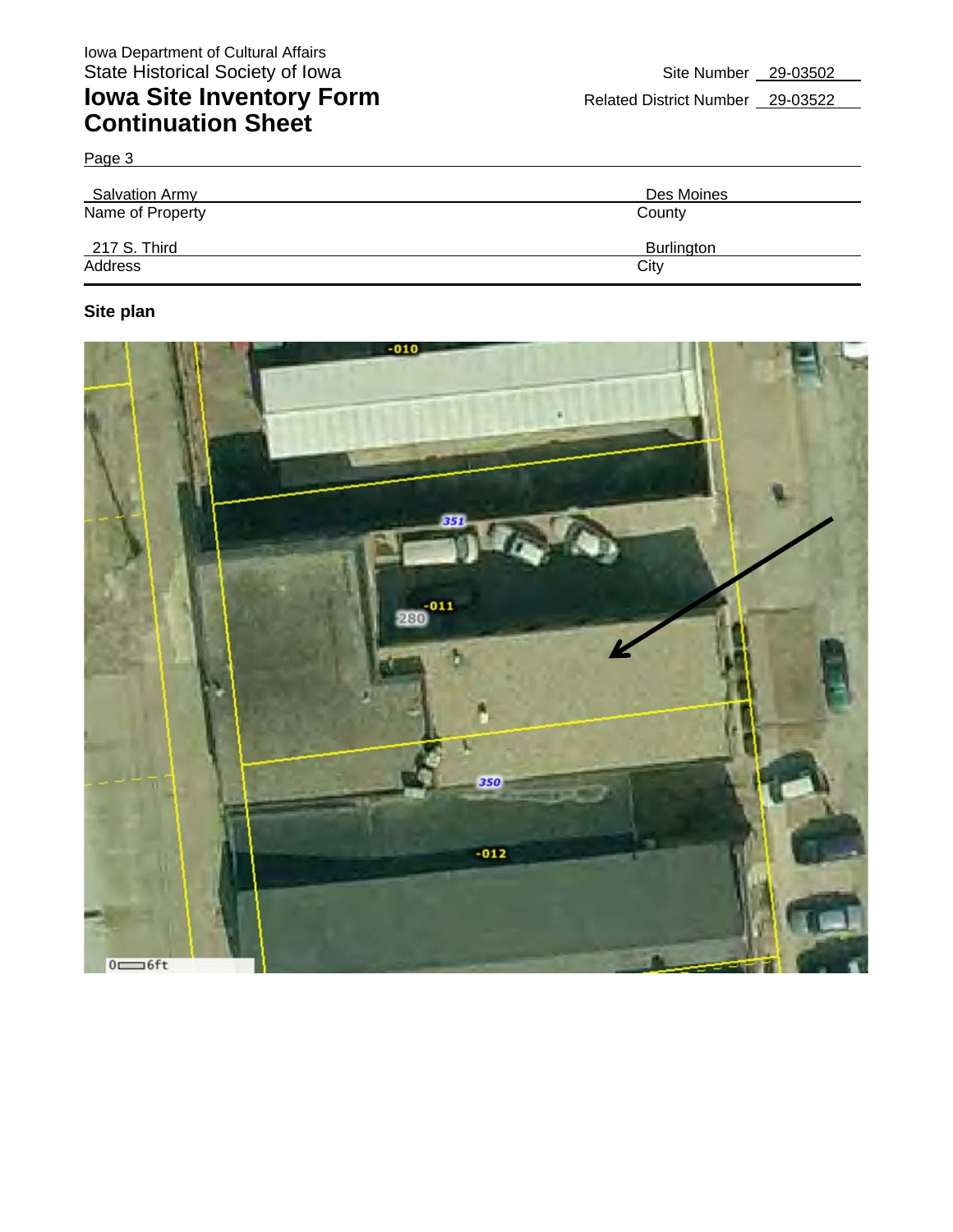Iowa Department of Cultural Affairs
State Historical Society of Iowa

# Iowa Site Inventory Form Continuation Sheet

Site Number 29-03502

Related District Number 29-03522

Page 3

| Salvation Army | Des Moines |
|---|---|
| Name of Property | County |
| 217 S. Third | Burlington |
| Address | City |

**Site plan**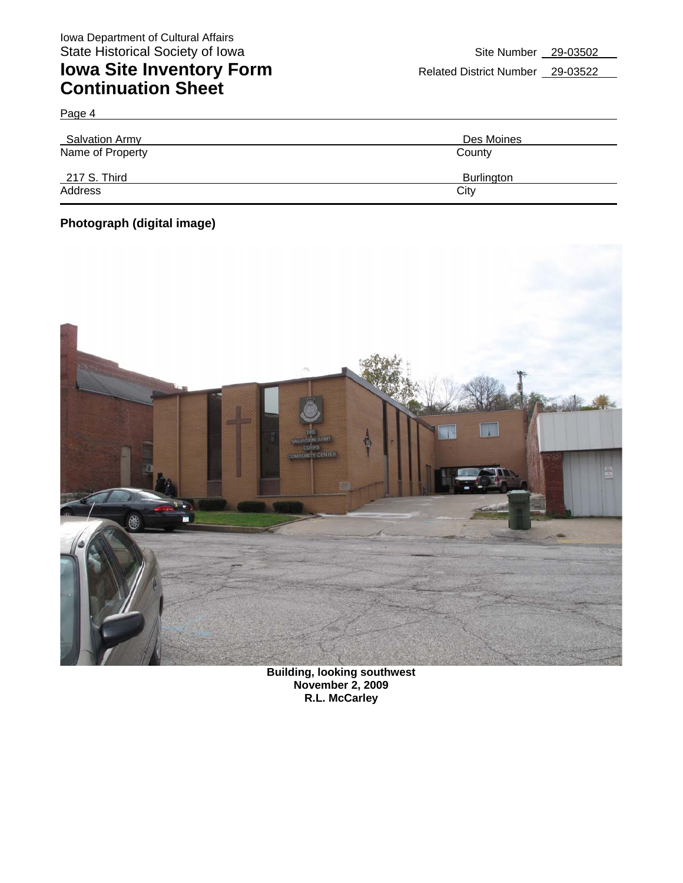Iowa Department of Cultural Affairs
State Historical Society of Iowa

# Iowa Site Inventory Form Continuation Sheet

Site Number 29-03502

Related District Number 29-03522

Page 4

| Salvation Army | Des Moines |
|---|---|
| Name of Property | County |
| 217 S. Third | Burlington |
| Address | City |

**Photograph (digital image)**

**Building, looking southwest**
**November 2, 2009**
**R.L. McCarley**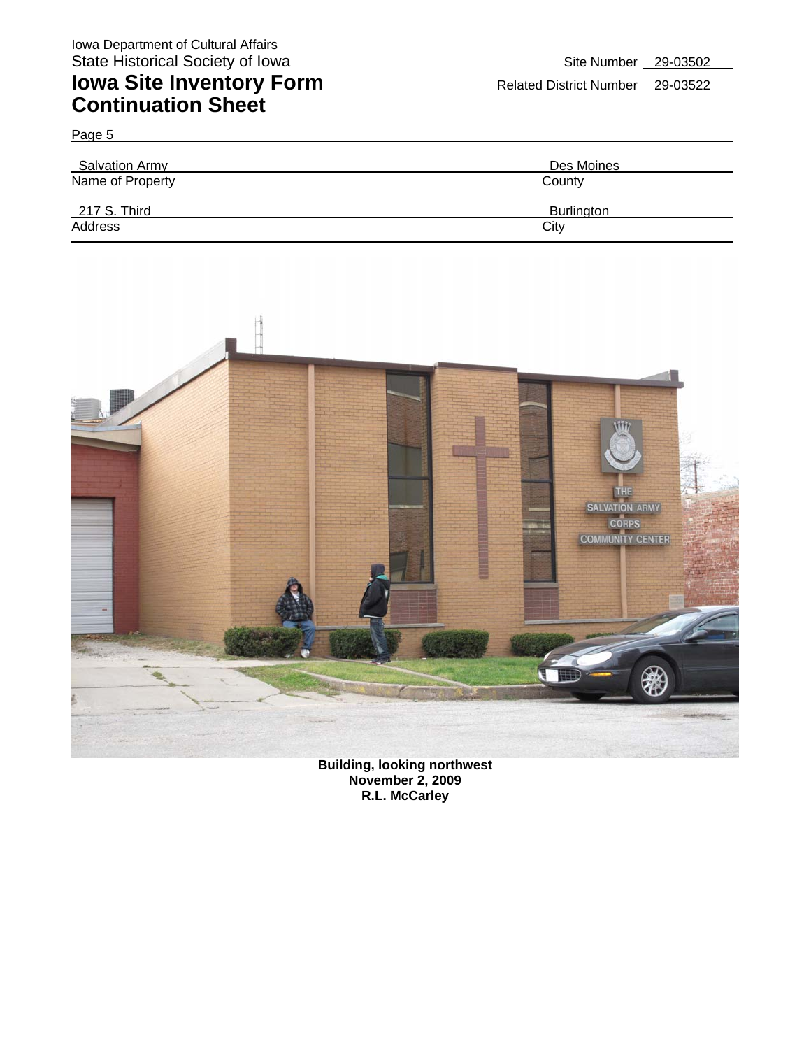Iowa Department of Cultural Affairs
State Historical Society of Iowa

# Iowa Site Inventory Form Continuation Sheet

Site Number 29-03502

Related District Number 29-03522

Page 5

| Name of Property | County |
| --- | --- |
| Salvation Army | Des Moines |

| Address | City |
| --- | --- |
| 217 S. Third | Burlington |

**Building, looking northwest**
**November 2, 2009**
**R.L. McCarley**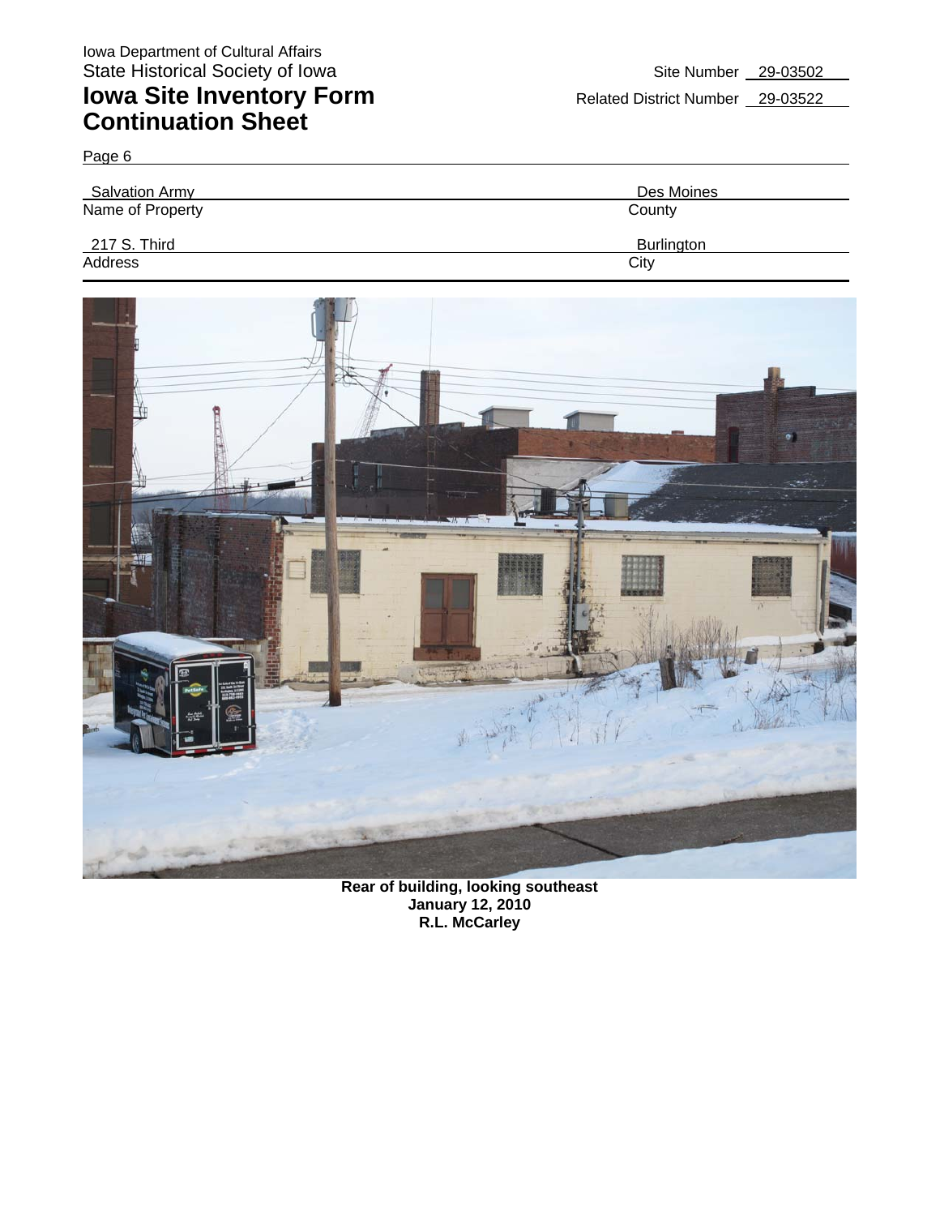Iowa Department of Cultural Affairs
State Historical Society of Iowa

# Iowa Site Inventory Form Continuation Sheet

Site Number 29-03502

Related District Number 29-03522

Page 6

| | |
|---|---|
| Salvation Army | Des Moines |
| Name of Property | County |
| 217 S. Third | Burlington |
| Address | City |

**Rear of building, looking southeast**
**January 12, 2010**
**R.L. McCarley**